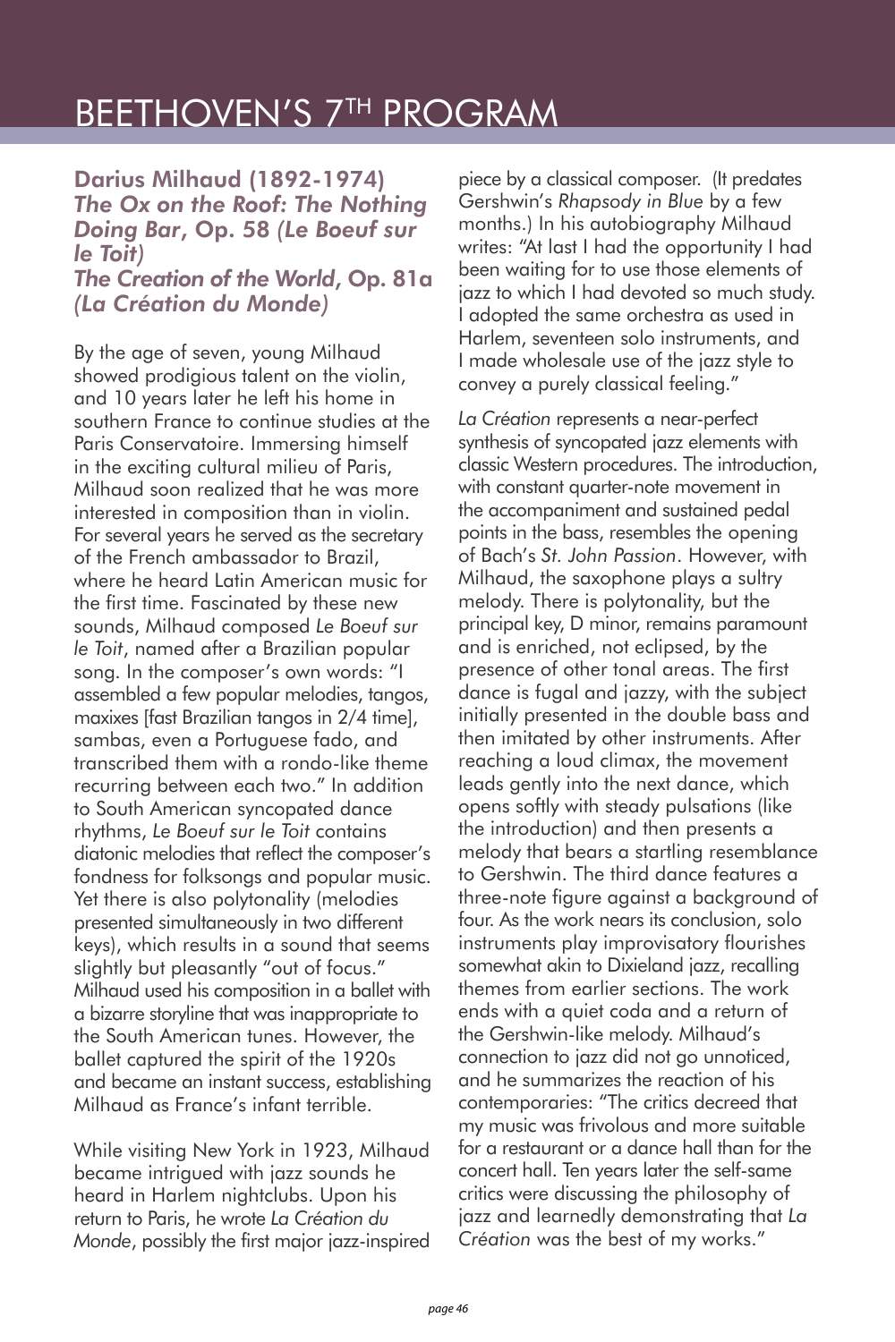# BEETHOVEN'S 7TH PROGRAM

## Darius Milhaud (1892-1974)
## *The Ox on the Roof: The Nothing Doing Bar*, Op. 58 *(Le Boeuf sur le Toit)*
## *The Creation of the World*, Op. 81a *(La Création du Monde)*

By the age of seven, young Milhaud showed prodigious talent on the violin, and 10 years later he left his home in southern France to continue studies at the Paris Conservatoire. Immersing himself in the exciting cultural milieu of Paris, Milhaud soon realized that he was more interested in composition than in violin. For several years he served as the secretary of the French ambassador to Brazil, where he heard Latin American music for the first time. Fascinated by these new sounds, Milhaud composed *Le Boeuf sur le Toit*, named after a Brazilian popular song. In the composer's own words: "I assembled a few popular melodies, tangos, maxixes [fast Brazilian tangos in 2/4 time], sambas, even a Portuguese fado, and transcribed them with a rondo-like theme recurring between each two." In addition to South American syncopated dance rhythms, *Le Boeuf sur le Toit* contains diatonic melodies that reflect the composer's fondness for folksongs and popular music. Yet there is also polytonality (melodies presented simultaneously in two different keys), which results in a sound that seems slightly but pleasantly "out of focus." Milhaud used his composition in a ballet with a bizarre storyline that was inappropriate to the South American tunes. However, the ballet captured the spirit of the 1920s and became an instant success, establishing Milhaud as France's infant terrible.

While visiting New York in 1923, Milhaud became intrigued with jazz sounds he heard in Harlem nightclubs. Upon his return to Paris, he wrote *La Création du Monde*, possibly the first major jazz-inspired piece by a classical composer. (It predates Gershwin's *Rhapsody in Blue* by a few months.) In his autobiography Milhaud writes: "At last I had the opportunity I had been waiting for to use those elements of jazz to which I had devoted so much study. I adopted the same orchestra as used in Harlem, seventeen solo instruments, and I made wholesale use of the jazz style to convey a purely classical feeling."

*La Création* represents a near-perfect synthesis of syncopated jazz elements with classic Western procedures. The introduction, with constant quarter-note movement in the accompaniment and sustained pedal points in the bass, resembles the opening of Bach's *St. John Passion*. However, with Milhaud, the saxophone plays a sultry melody. There is polytonality, but the principal key, D minor, remains paramount and is enriched, not eclipsed, by the presence of other tonal areas. The first dance is fugal and jazzy, with the subject initially presented in the double bass and then imitated by other instruments. After reaching a loud climax, the movement leads gently into the next dance, which opens softly with steady pulsations (like the introduction) and then presents a melody that bears a startling resemblance to Gershwin. The third dance features a three-note figure against a background of four. As the work nears its conclusion, solo instruments play improvisatory flourishes somewhat akin to Dixieland jazz, recalling themes from earlier sections. The work ends with a quiet coda and a return of the Gershwin-like melody. Milhaud's connection to jazz did not go unnoticed, and he summarizes the reaction of his contemporaries: "The critics decreed that my music was frivolous and more suitable for a restaurant or a dance hall than for the concert hall. Ten years later the self-same critics were discussing the philosophy of jazz and learnedly demonstrating that *La Création* was the best of my works."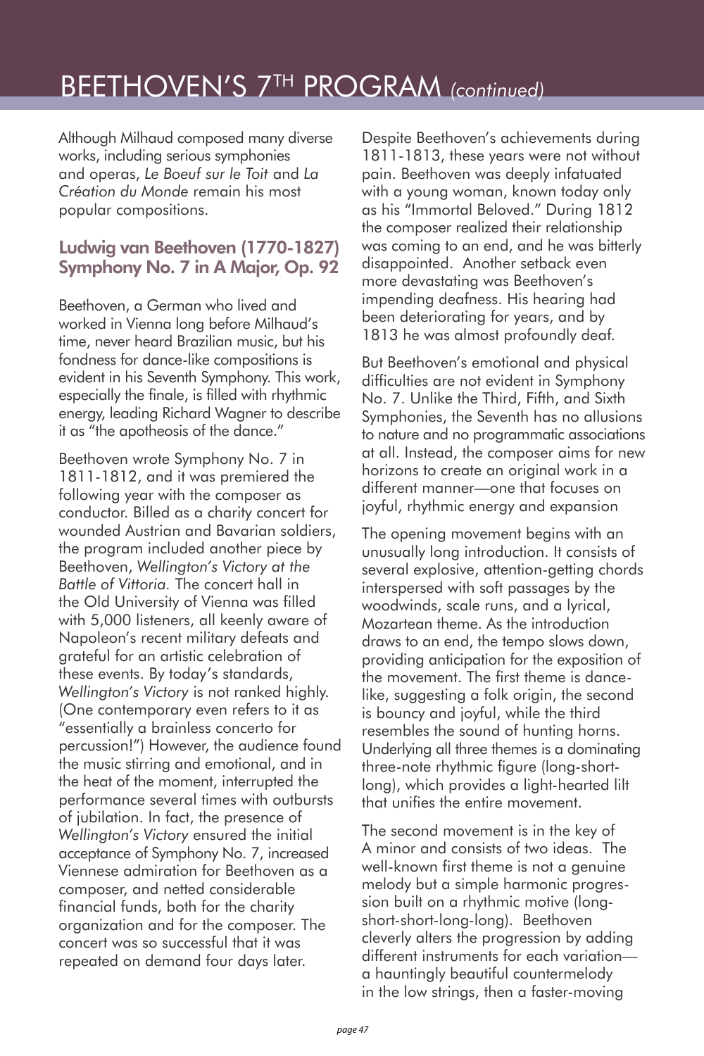# BEETHOVEN'S 7TH PROGRAM *(continued)*

Although Milhaud composed many diverse works, including serious symphonies and operas, *Le Boeuf sur le Toit* and *La Création du Monde* remain his most popular compositions.

## Ludwig van Beethoven (1770-1827) Symphony No. 7 in A Major, Op. 92

Beethoven, a German who lived and worked in Vienna long before Milhaud's time, never heard Brazilian music, but his fondness for dance-like compositions is evident in his Seventh Symphony. This work, especially the finale, is filled with rhythmic energy, leading Richard Wagner to describe it as "the apotheosis of the dance."

Beethoven wrote Symphony No. 7 in 1811-1812, and it was premiered the following year with the composer as conductor. Billed as a charity concert for wounded Austrian and Bavarian soldiers, the program included another piece by Beethoven, *Wellington's Victory at the Battle of Vittoria.* The concert hall in the Old University of Vienna was filled with 5,000 listeners, all keenly aware of Napoleon's recent military defeats and grateful for an artistic celebration of these events. By today's standards, *Wellington's Victory* is not ranked highly. (One contemporary even refers to it as "essentially a brainless concerto for percussion!") However, the audience found the music stirring and emotional, and in the heat of the moment, interrupted the performance several times with outbursts of jubilation. In fact, the presence of *Wellington's Victory* ensured the initial acceptance of Symphony No. 7, increased Viennese admiration for Beethoven as a composer, and netted considerable financial funds, both for the charity organization and for the composer. The concert was so successful that it was repeated on demand four days later.

Despite Beethoven's achievements during 1811-1813, these years were not without pain. Beethoven was deeply infatuated with a young woman, known today only as his "Immortal Beloved." During 1812 the composer realized their relationship was coming to an end, and he was bitterly disappointed. Another setback even more devastating was Beethoven's impending deafness. His hearing had been deteriorating for years, and by 1813 he was almost profoundly deaf.

But Beethoven's emotional and physical difficulties are not evident in Symphony No. 7. Unlike the Third, Fifth, and Sixth Symphonies, the Seventh has no allusions to nature and no programmatic associations at all. Instead, the composer aims for new horizons to create an original work in a different manner—one that focuses on joyful, rhythmic energy and expansion

The opening movement begins with an unusually long introduction. It consists of several explosive, attention-getting chords interspersed with soft passages by the woodwinds, scale runs, and a lyrical, Mozartean theme. As the introduction draws to an end, the tempo slows down, providing anticipation for the exposition of the movement. The first theme is dance-like, suggesting a folk origin, the second is bouncy and joyful, while the third resembles the sound of hunting horns. Underlying all three themes is a dominating three-note rhythmic figure (long-short-long), which provides a light-hearted lilt that unifies the entire movement.

The second movement is in the key of A minor and consists of two ideas. The well-known first theme is not a genuine melody but a simple harmonic progression built on a rhythmic motive (long-short-short-long-long). Beethoven cleverly alters the progression by adding different instruments for each variation—a hauntingly beautiful countermelody in the low strings, then a faster-moving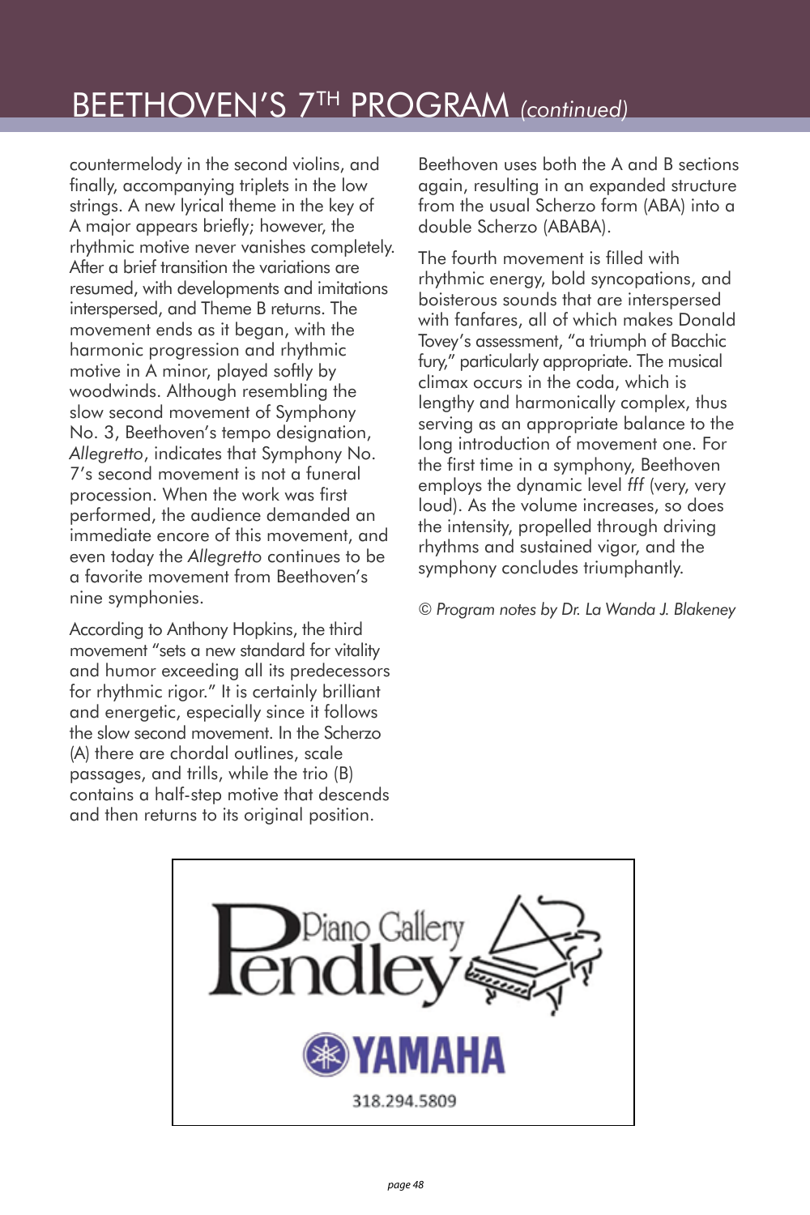# BEETHOVEN'S 7TH PROGRAM *(continued)*

countermelody in the second violins, and finally, accompanying triplets in the low strings. A new lyrical theme in the key of A major appears briefly; however, the rhythmic motive never vanishes completely. After a brief transition the variations are resumed, with developments and imitations interspersed, and Theme B returns. The movement ends as it began, with the harmonic progression and rhythmic motive in A minor, played softly by woodwinds. Although resembling the slow second movement of Symphony No. 3, Beethoven's tempo designation, *Allegretto*, indicates that Symphony No. 7's second movement is not a funeral procession. When the work was first performed, the audience demanded an immediate encore of this movement, and even today the *Allegretto* continues to be a favorite movement from Beethoven's nine symphonies.

According to Anthony Hopkins, the third movement "sets a new standard for vitality and humor exceeding all its predecessors for rhythmic rigor." It is certainly brilliant and energetic, especially since it follows the slow second movement. In the Scherzo (A) there are chordal outlines, scale passages, and trills, while the trio (B) contains a half-step motive that descends and then returns to its original position. Beethoven uses both the A and B sections again, resulting in an expanded structure from the usual Scherzo form (ABA) into a double Scherzo (ABABA).

The fourth movement is filled with rhythmic energy, bold syncopations, and boisterous sounds that are interspersed with fanfares, all of which makes Donald Tovey's assessment, "a triumph of Bacchic fury," particularly appropriate. The musical climax occurs in the coda, which is lengthy and harmonically complex, thus serving as an appropriate balance to the long introduction of movement one. For the first time in a symphony, Beethoven employs the dynamic level *fff* (very, very loud). As the volume increases, so does the intensity, propelled through driving rhythms and sustained vigor, and the symphony concludes triumphantly.

*© Program notes by Dr. La Wanda J. Blakeney*

Pendley Piano Gallery

YAMAHA

318.294.5809